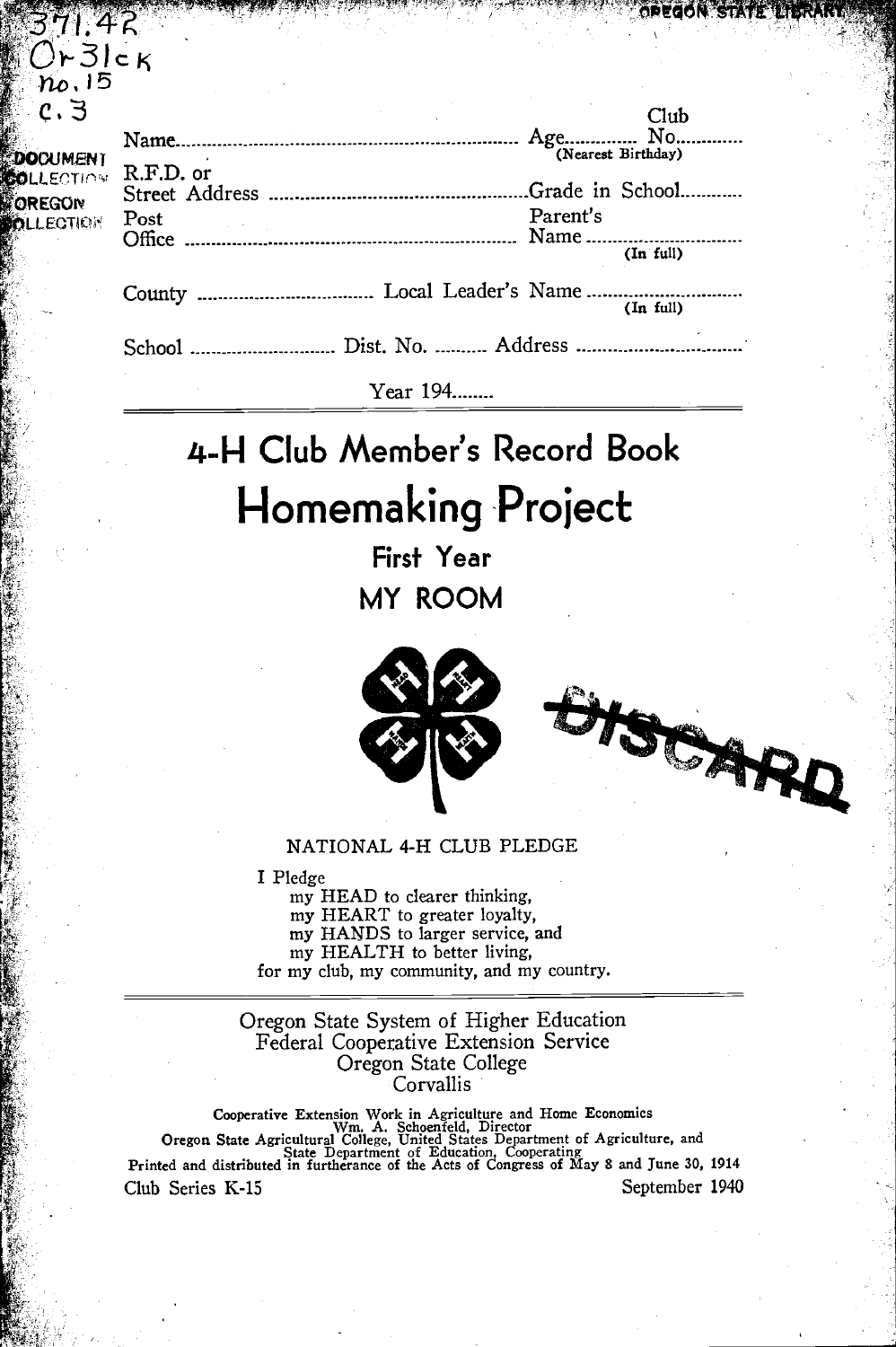371.42
Or31ck
no. 15
c. 3

OREGON STATE LIBRARY

DOCUMENT COLLECTION
OREGON COLLECTION

Name........................................................ Age.............. Club No.............
(Nearest Birthday)

R.F.D. or Street Address ........................................Grade in School............

Post Office ........................................................ Parent's Name ..............................
(In full)

County .................................. Local Leader's Name ..............................
(In full)

School ............................ Dist. No. .......... Address ..................................

Year 194........

# 4-H Club Member's Record Book

# Homemaking Project

## First Year

## MY ROOM

DISCARD

NATIONAL 4-H CLUB PLEDGE

I Pledge
my HEAD to clearer thinking,
my HEART to greater loyalty,
my HANDS to larger service, and
my HEALTH to better living,
for my club, my community, and my country.

Oregon State System of Higher Education
Federal Cooperative Extension Service
Oregon State College
Corvallis

Cooperative Extension Work in Agriculture and Home Economics
Wm. A. Schoenfeld, Director
Oregon State Agricultural College, United States Department of Agriculture, and
State Department of Education, Cooperating
Printed and distributed in furtherance of the Acts of Congress of May 8 and June 30, 1914

Club Series K-15 September 1940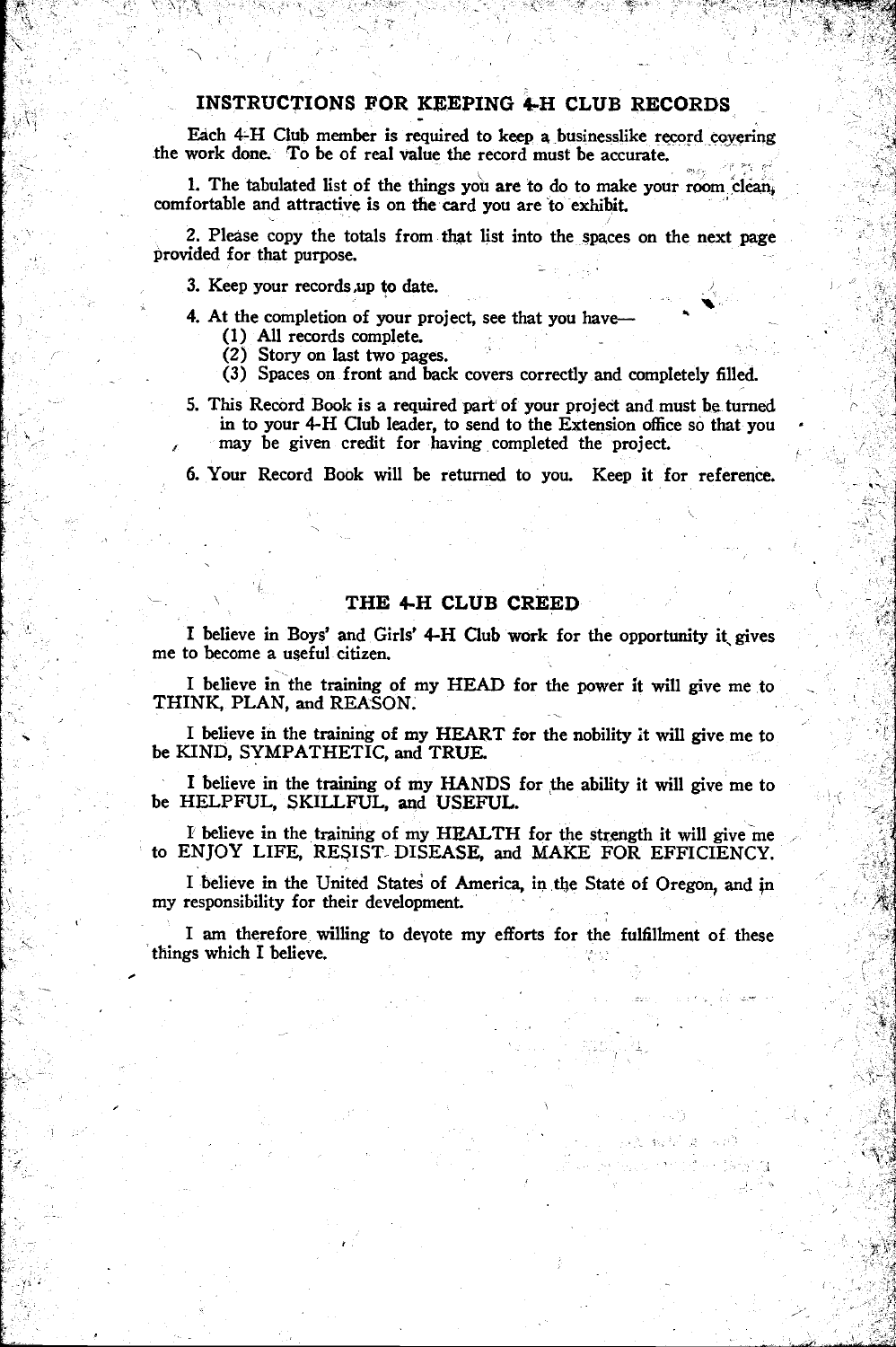## INSTRUCTIONS FOR KEEPING 4-H CLUB RECORDS

Each 4-H Club member is required to keep a businesslike record covering the work done. To be of real value the record must be accurate.

1. The tabulated list of the things you are to do to make your room clean, comfortable and attractive is on the card you are to exhibit.

2. Please copy the totals from that list into the spaces on the next page provided for that purpose.

3. Keep your records up to date.

4. At the completion of your project, see that you have—
   (1) All records complete.
   (2) Story on last two pages.
   (3) Spaces on front and back covers correctly and completely filled.

5. This Record Book is a required part of your project and must be turned in to your 4-H Club leader, to send to the Extension office so that you may be given credit for having completed the project.

6. Your Record Book will be returned to you. Keep it for reference.

## THE 4-H CLUB CREED

I believe in Boys' and Girls' 4-H Club work for the opportunity it gives me to become a useful citizen.

I believe in the training of my HEAD for the power it will give me to THINK, PLAN, and REASON.

I believe in the training of my HEART for the nobility it will give me to be KIND, SYMPATHETIC, and TRUE.

I believe in the training of my HANDS for the ability it will give me to be HELPFUL, SKILLFUL, and USEFUL.

I believe in the training of my HEALTH for the strength it will give me to ENJOY LIFE, RESIST DISEASE, and MAKE FOR EFFICIENCY.

I believe in the United States of America, in the State of Oregon, and in my responsibility for their development.

I am therefore willing to devote my efforts for the fulfillment of these things which I believe.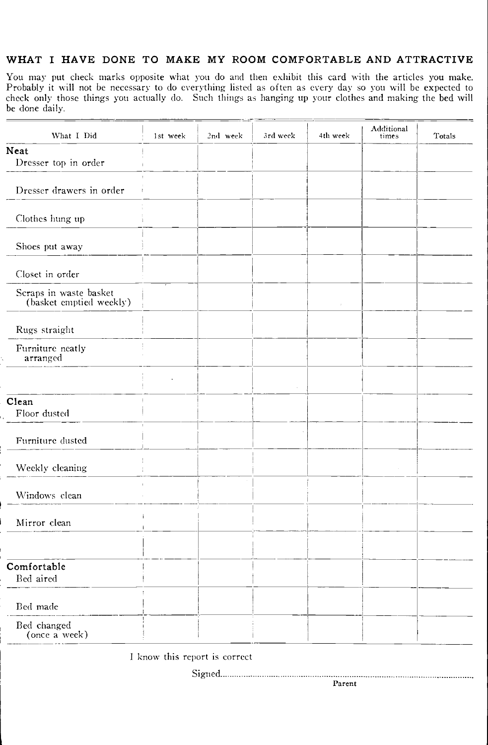## WHAT I HAVE DONE TO MAKE MY ROOM COMFORTABLE AND ATTRACTIVE

You may put check marks opposite what you do and then exhibit this card with the articles you make. Probably it will not be necessary to do everything listed as often as every day so you will be expected to check only those things you actually do. Such things as hanging up your clothes and making the bed will be done daily.

| What I Did | 1st week | 2nd week | 3rd week | 4th week | Additional times | Totals |
|---|---|---|---|---|---|---|
| **Neat** Dresser top in order | | | | | | |
| Dresser drawers in order | | | | | | |
| Clothes hung up | | | | | | |
| Shoes put away | | | | | | |
| Closet in order | | | | | | |
| Scraps in waste basket (basket emptied weekly) | | | | | | |
| Rugs straight | | | | | | |
| Furniture neatly arranged | | | | | | |
| | | | | | | |
| **Clean** Floor dusted | | | | | | |
| Furniture dusted | | | | | | |
| Weekly cleaning | | | | | | |
| Windows clean | | | | | | |
| Mirror clean | | | | | | |
| | | | | | | |
| **Comfortable** Bed aired | | | | | | |
| Bed made | | | | | | |
| Bed changed (once a week) | | | | | | |

I know this report is correct

Signed..............................................................
Parent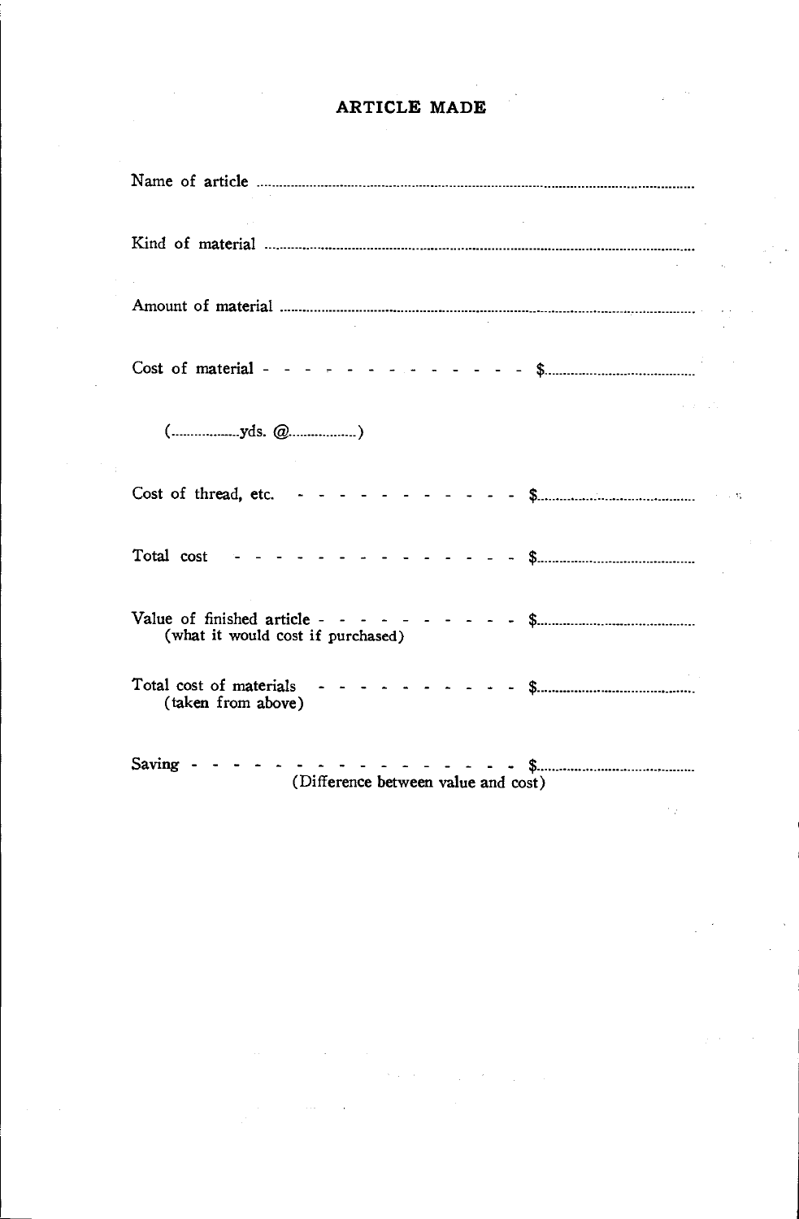## ARTICLE MADE

Name of article ................................................................................................................

Kind of material ................................................................................................................

Amount of material ................................................................................................................

Cost of material - - - - - - - - - - - - - - $..........................................

(..................yds. @..................)

Cost of thread, etc. - - - - - - - - - - - - $..........................................

Total cost - - - - - - - - - - - - - - - $..........................................

Value of finished article - - - - - - - - - - $..........................................
(what it would cost if purchased)

Total cost of materials - - - - - - - - - - $..........................................
(taken from above)

Saving - - - - - - - - - - - - - - - - - $..........................................
(Difference between value and cost)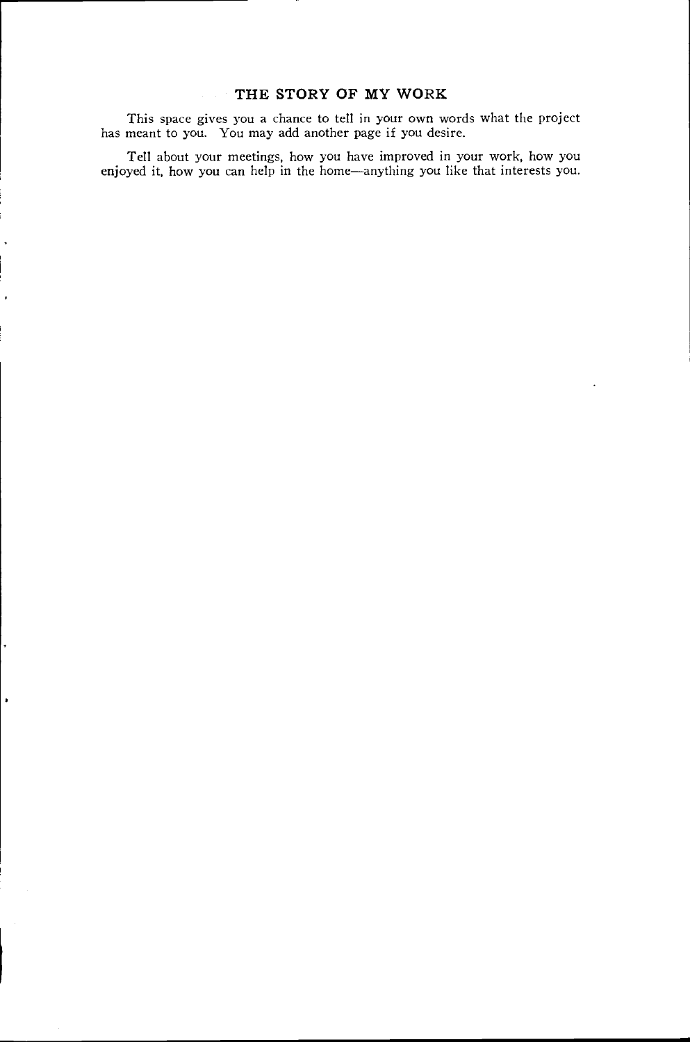## THE STORY OF MY WORK

This space gives you a chance to tell in your own words what the project has meant to you. You may add another page if you desire.

Tell about your meetings, how you have improved in your work, how you enjoyed it, how you can help in the home—anything you like that interests you.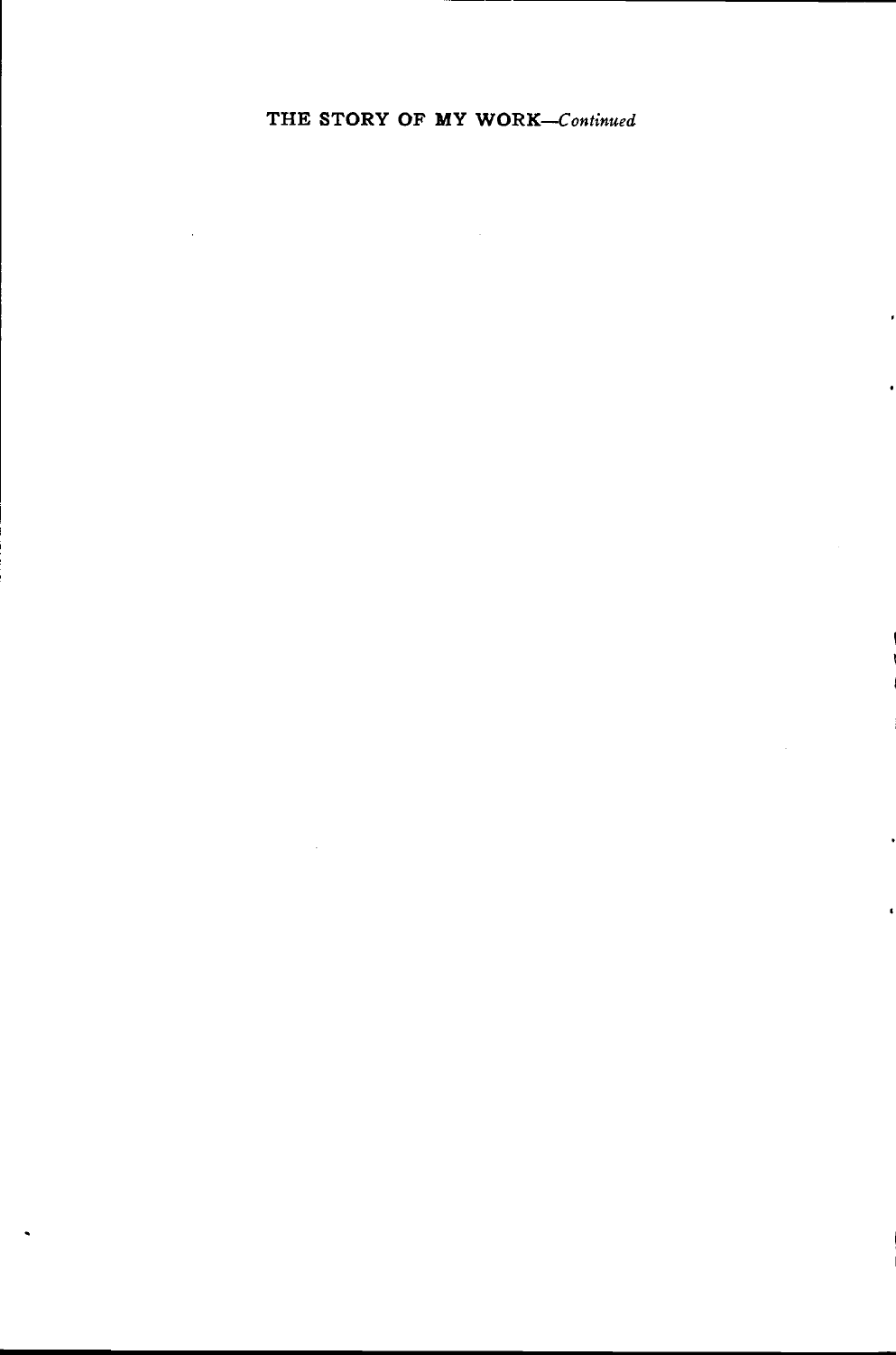THE STORY OF MY WORK—*Continued*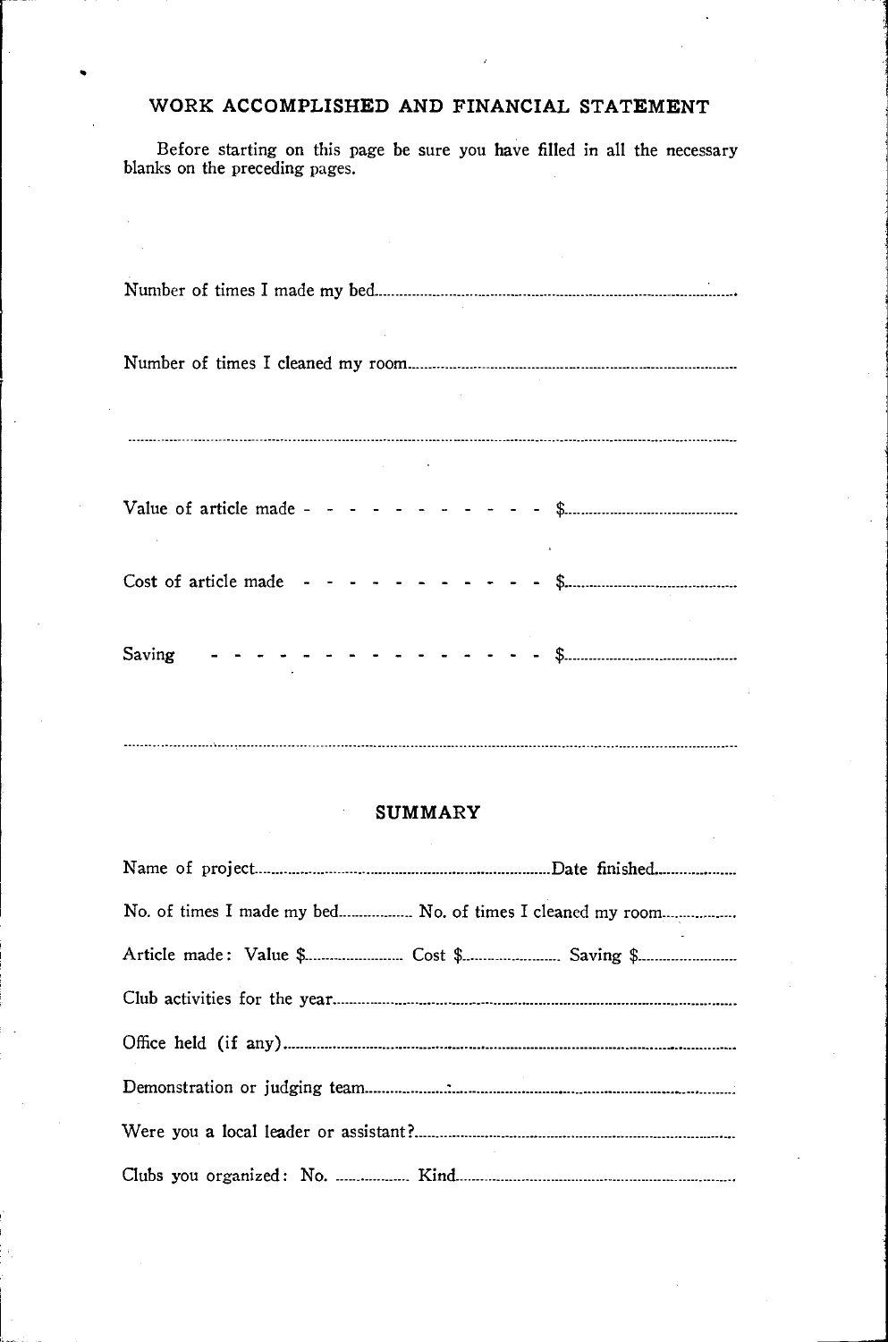## WORK ACCOMPLISHED AND FINANCIAL STATEMENT

Before starting on this page be sure you have filled in all the necessary blanks on the preceding pages.

Number of times I made my bed..............................................................................................

Number of times I cleaned my room.......................................................................................

..............................................................................................................................................

Value of article made - - - - - - - - - - - - $..........................................

Cost of article made - - - - - - - - - - - - $..........................................

Saving - - - - - - - - - - - - - - - - $..........................................

..............................................................................................................................................

## SUMMARY

Name of project..................................................................................Date finished....................

No. of times I made my bed.................. No. of times I cleaned my room..................

Article made: Value $........................ Cost $........................ Saving $........................

Club activities for the year..............................................................................................

Office held (if any)..........................................................................................................

Demonstration or judging team........................................................................................

Were you a local leader or assistant?..............................................................................

Clubs you organized: No. .................. Kind...................................................................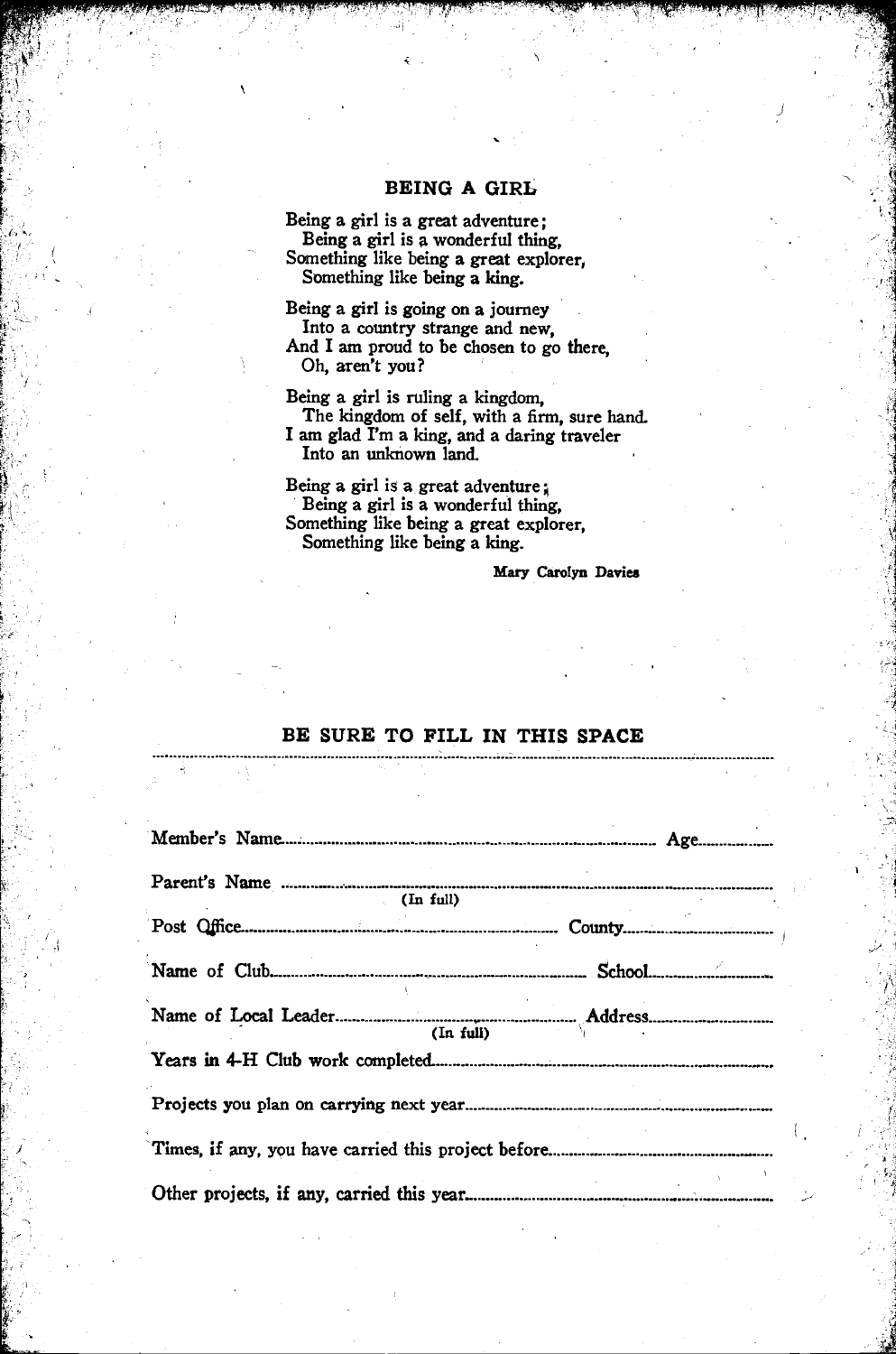## BEING A GIRL

Being a girl is a great adventure;
  Being a girl is a wonderful thing,
Something like being a great explorer,
  Something like being a king.

Being a girl is going on a journey
  Into a country strange and new,
And I am proud to be chosen to go there,
  Oh, aren't you?

Being a girl is ruling a kingdom,
  The kingdom of self, with a firm, sure hand.
I am glad I'm a king, and a daring traveler
  Into an unknown land.

Being a girl is a great adventure;
  Being a girl is a wonderful thing,
Something like being a great explorer,
  Something like being a king.

Mary Carolyn Davies

## BE SURE TO FILL IN THIS SPACE

Member's Name.................................................................................... Age..................

Parent's Name ..................................................................................................................
(In full)

Post Office........................................................................ County..................................

Name of Club................................................................... School................................

Name of Local Leader........................................................ Address.............................
(In full)

Years in 4-H Club work completed.......................................................................................

Projects you plan on carrying next year...............................................................................

Times, if any, you have carried this project before..............................................................

Other projects, if any, carried this year.................................................................................